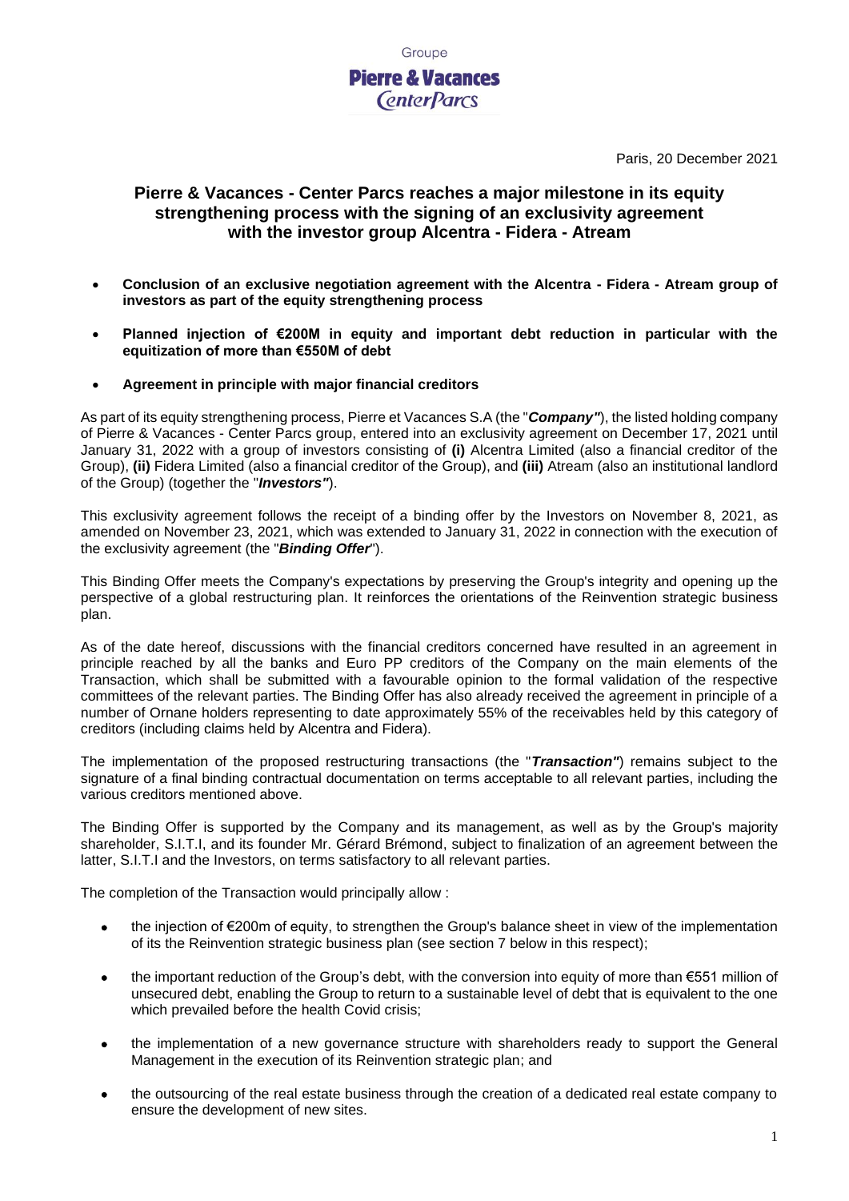Groupe

**Pierre & Vacances**
*CenterParcs*

Paris, 20 December 2021

# Pierre & Vacances - Center Parcs reaches a major milestone in its equity strengthening process with the signing of an exclusivity agreement with the investor group Alcentra - Fidera - Atream

- **Conclusion of an exclusive negotiation agreement with the Alcentra - Fidera - Atream group of investors as part of the equity strengthening process**
- **Planned injection of €200M in equity and important debt reduction in particular with the equitization of more than €550M of debt**
- **Agreement in principle with major financial creditors**

As part of its equity strengthening process, Pierre et Vacances S.A (the "***Company"***), the listed holding company of Pierre & Vacances - Center Parcs group, entered into an exclusivity agreement on December 17, 2021 until January 31, 2022 with a group of investors consisting of **(i)** Alcentra Limited (also a financial creditor of the Group), **(ii)** Fidera Limited (also a financial creditor of the Group), and **(iii)** Atream (also an institutional landlord of the Group) (together the "***Investors"***).

This exclusivity agreement follows the receipt of a binding offer by the Investors on November 8, 2021, as amended on November 23, 2021, which was extended to January 31, 2022 in connection with the execution of the exclusivity agreement (the "***Binding Offer***").

This Binding Offer meets the Company's expectations by preserving the Group's integrity and opening up the perspective of a global restructuring plan. It reinforces the orientations of the Reinvention strategic business plan.

As of the date hereof, discussions with the financial creditors concerned have resulted in an agreement in principle reached by all the banks and Euro PP creditors of the Company on the main elements of the Transaction, which shall be submitted with a favourable opinion to the formal validation of the respective committees of the relevant parties. The Binding Offer has also already received the agreement in principle of a number of Ornane holders representing to date approximately 55% of the receivables held by this category of creditors (including claims held by Alcentra and Fidera).

The implementation of the proposed restructuring transactions (the "***Transaction"***) remains subject to the signature of a final binding contractual documentation on terms acceptable to all relevant parties, including the various creditors mentioned above.

The Binding Offer is supported by the Company and its management, as well as by the Group's majority shareholder, S.I.T.I, and its founder Mr. Gérard Brémond, subject to finalization of an agreement between the latter, S.I.T.I and the Investors, on terms satisfactory to all relevant parties.

The completion of the Transaction would principally allow :

- the injection of €200m of equity, to strengthen the Group's balance sheet in view of the implementation of its the Reinvention strategic business plan (see section 7 below in this respect);
- the important reduction of the Group's debt, with the conversion into equity of more than €551 million of unsecured debt, enabling the Group to return to a sustainable level of debt that is equivalent to the one which prevailed before the health Covid crisis;
- the implementation of a new governance structure with shareholders ready to support the General Management in the execution of its Reinvention strategic plan; and
- the outsourcing of the real estate business through the creation of a dedicated real estate company to ensure the development of new sites.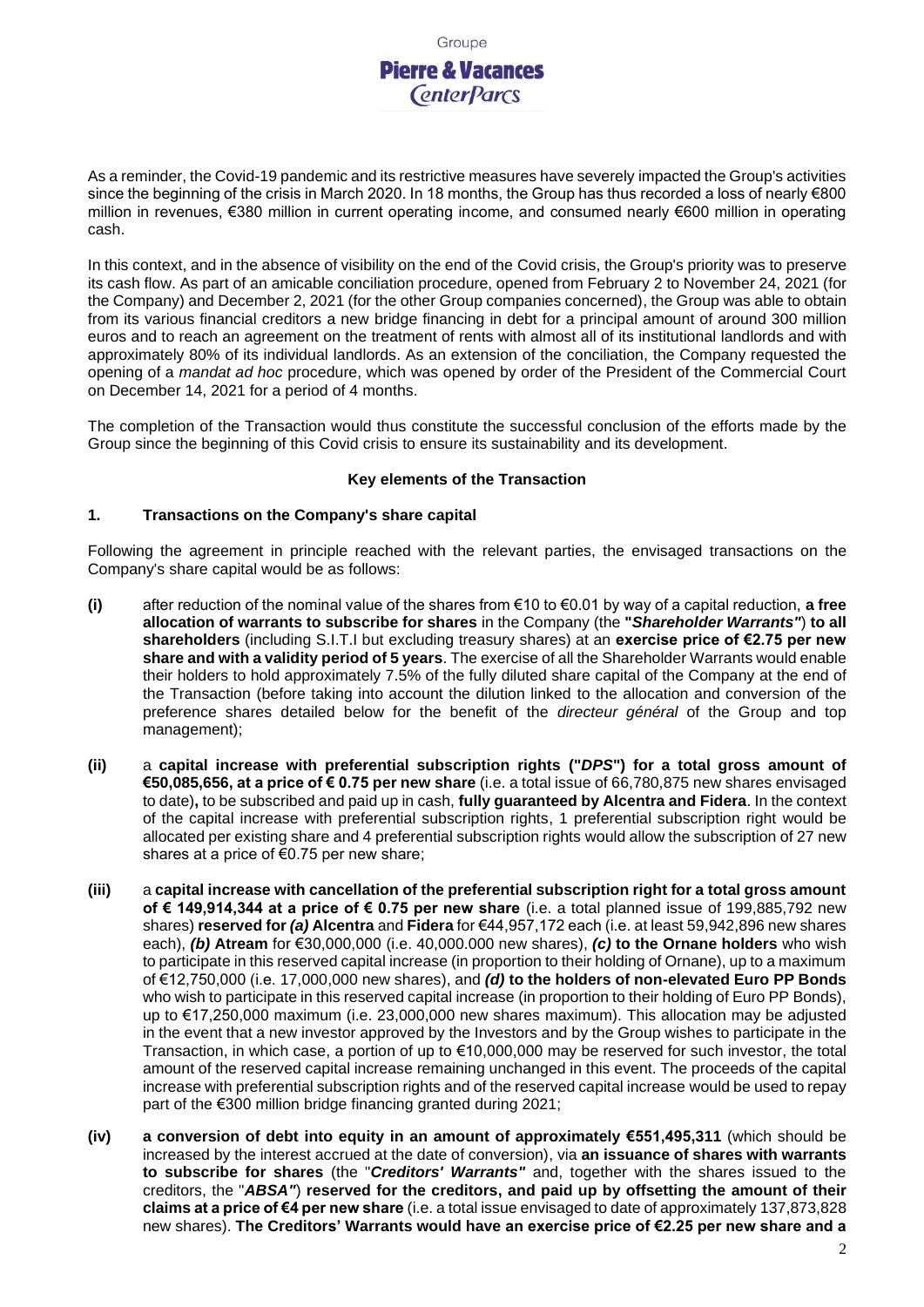As a reminder, the Covid-19 pandemic and its restrictive measures have severely impacted the Group's activities since the beginning of the crisis in March 2020. In 18 months, the Group has thus recorded a loss of nearly €800 million in revenues, €380 million in current operating income, and consumed nearly €600 million in operating cash.

In this context, and in the absence of visibility on the end of the Covid crisis, the Group's priority was to preserve its cash flow. As part of an amicable conciliation procedure, opened from February 2 to November 24, 2021 (for the Company) and December 2, 2021 (for the other Group companies concerned), the Group was able to obtain from its various financial creditors a new bridge financing in debt for a principal amount of around 300 million euros and to reach an agreement on the treatment of rents with almost all of its institutional landlords and with approximately 80% of its individual landlords. As an extension of the conciliation, the Company requested the opening of a *mandat ad hoc* procedure, which was opened by order of the President of the Commercial Court on December 14, 2021 for a period of 4 months.

The completion of the Transaction would thus constitute the successful conclusion of the efforts made by the Group since the beginning of this Covid crisis to ensure its sustainability and its development.

**Key elements of the Transaction**

**1. Transactions on the Company's share capital**

Following the agreement in principle reached with the relevant parties, the envisaged transactions on the Company's share capital would be as follows:

- **(i)** after reduction of the nominal value of the shares from €10 to €0.01 by way of a capital reduction, **a free allocation of warrants to subscribe for shares** in the Company (the **"*Shareholder Warrants"***) **to all shareholders** (including S.I.T.I but excluding treasury shares) at an **exercise price of €2.75 per new share and with a validity period of 5 years**. The exercise of all the Shareholder Warrants would enable their holders to hold approximately 7.5% of the fully diluted share capital of the Company at the end of the Transaction (before taking into account the dilution linked to the allocation and conversion of the preference shares detailed below for the benefit of the *directeur général* of the Group and top management);

- **(ii)** a **capital increase with preferential subscription rights ("*DPS*") for a total gross amount of €50,085,656, at a price of € 0.75 per new share** (i.e. a total issue of 66,780,875 new shares envisaged to date)**,** to be subscribed and paid up in cash, **fully guaranteed by Alcentra and Fidera**. In the context of the capital increase with preferential subscription rights, 1 preferential subscription right would be allocated per existing share and 4 preferential subscription rights would allow the subscription of 27 new shares at a price of €0.75 per new share;

- **(iii)** a **capital increase with cancellation of the preferential subscription right for a total gross amount of € 149,914,344 at a price of € 0.75 per new share** (i.e. a total planned issue of 199,885,792 new shares) **reserved for *(a)* Alcentra** and **Fidera** for €44,957,172 each (i.e. at least 59,942,896 new shares each), ***(b)* Atream** for €30,000,000 (i.e. 40,000.000 new shares), ***(c)* to the Ornane holders** who wish to participate in this reserved capital increase (in proportion to their holding of Ornane), up to a maximum of €12,750,000 (i.e. 17,000,000 new shares), and ***(d)* to the holders of non-elevated Euro PP Bonds** who wish to participate in this reserved capital increase (in proportion to their holding of Euro PP Bonds), up to €17,250,000 maximum (i.e. 23,000,000 new shares maximum). This allocation may be adjusted in the event that a new investor approved by the Investors and by the Group wishes to participate in the Transaction, in which case, a portion of up to €10,000,000 may be reserved for such investor, the total amount of the reserved capital increase remaining unchanged in this event. The proceeds of the capital increase with preferential subscription rights and of the reserved capital increase would be used to repay part of the €300 million bridge financing granted during 2021;

- **(iv)** **a conversion of debt into equity in an amount of approximately €551,495,311** (which should be increased by the interest accrued at the date of conversion), via **an issuance of shares with warrants to subscribe for shares** (the "***Creditors' Warrants"*** and, together with the shares issued to the creditors, the "***ABSA"***) **reserved for the creditors, and paid up by offsetting the amount of their claims at a price of €4 per new share** (i.e. a total issue envisaged to date of approximately 137,873,828 new shares). **The Creditors' Warrants would have an exercise price of €2.25 per new share and a**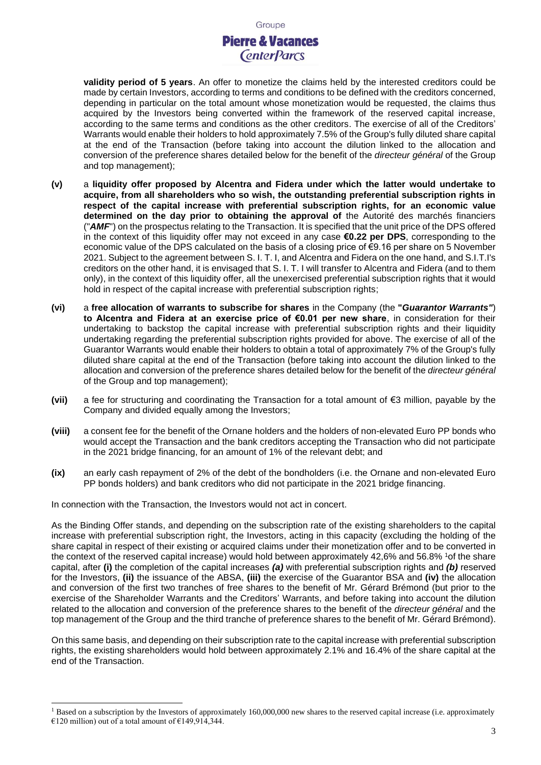**validity period of 5 years**. An offer to monetize the claims held by the interested creditors could be made by certain Investors, according to terms and conditions to be defined with the creditors concerned, depending in particular on the total amount whose monetization would be requested, the claims thus acquired by the Investors being converted within the framework of the reserved capital increase, according to the same terms and conditions as the other creditors. The exercise of all of the Creditors' Warrants would enable their holders to hold approximately 7.5% of the Group's fully diluted share capital at the end of the Transaction (before taking into account the dilution linked to the allocation and conversion of the preference shares detailed below for the benefit of the *directeur général* of the Group and top management);

**(v)** a **liquidity offer proposed by Alcentra and Fidera under which the latter would undertake to acquire, from all shareholders who so wish, the outstanding preferential subscription rights in respect of the capital increase with preferential subscription rights, for an economic value determined on the day prior to obtaining the approval of** the Autorité des marchés financiers ("***AMF***") on the prospectus relating to the Transaction. It is specified that the unit price of the DPS offered in the context of this liquidity offer may not exceed in any case **€0.22 per DPS**, corresponding to the economic value of the DPS calculated on the basis of a closing price of €9.16 per share on 5 November 2021. Subject to the agreement between S. I. T. I, and Alcentra and Fidera on the one hand, and S.I.T.I's creditors on the other hand, it is envisaged that S. I. T. I will transfer to Alcentra and Fidera (and to them only), in the context of this liquidity offer, all the unexercised preferential subscription rights that it would hold in respect of the capital increase with preferential subscription rights;

**(vi)** a **free allocation of warrants to subscribe for shares** in the Company (the **"*Guarantor Warrants"***) **to Alcentra and Fidera at an exercise price of €0.01 per new share**, in consideration for their undertaking to backstop the capital increase with preferential subscription rights and their liquidity undertaking regarding the preferential subscription rights provided for above. The exercise of all of the Guarantor Warrants would enable their holders to obtain a total of approximately 7% of the Group's fully diluted share capital at the end of the Transaction (before taking into account the dilution linked to the allocation and conversion of the preference shares detailed below for the benefit of the *directeur général* of the Group and top management);

**(vii)** a fee for structuring and coordinating the Transaction for a total amount of €3 million, payable by the Company and divided equally among the Investors;

**(viii)** a consent fee for the benefit of the Ornane holders and the holders of non-elevated Euro PP bonds who would accept the Transaction and the bank creditors accepting the Transaction who did not participate in the 2021 bridge financing, for an amount of 1% of the relevant debt; and

**(ix)** an early cash repayment of 2% of the debt of the bondholders (i.e. the Ornane and non-elevated Euro PP bonds holders) and bank creditors who did not participate in the 2021 bridge financing.

In connection with the Transaction, the Investors would not act in concert.

As the Binding Offer stands, and depending on the subscription rate of the existing shareholders to the capital increase with preferential subscription right, the Investors, acting in this capacity (excluding the holding of the share capital in respect of their existing or acquired claims under their monetization offer and to be converted in the context of the reserved capital increase) would hold between approximately 42,6% and 56.8% [1]of the share capital, after **(i)** the completion of the capital increases ***(a)*** with preferential subscription rights and ***(b)*** reserved for the Investors, **(ii)** the issuance of the ABSA, **(iii)** the exercise of the Guarantor BSA and **(iv)** the allocation and conversion of the first two tranches of free shares to the benefit of Mr. Gérard Brémond (but prior to the exercise of the Shareholder Warrants and the Creditors' Warrants, and before taking into account the dilution related to the allocation and conversion of the preference shares to the benefit of the *directeur général* and the top management of the Group and the third tranche of preference shares to the benefit of Mr. Gérard Brémond).

On this same basis, and depending on their subscription rate to the capital increase with preferential subscription rights, the existing shareholders would hold between approximately 2.1% and 16.4% of the share capital at the end of the Transaction.

---

[1] Based on a subscription by the Investors of approximately 160,000,000 new shares to the reserved capital increase (i.e. approximately €120 million) out of a total amount of €149,914,344.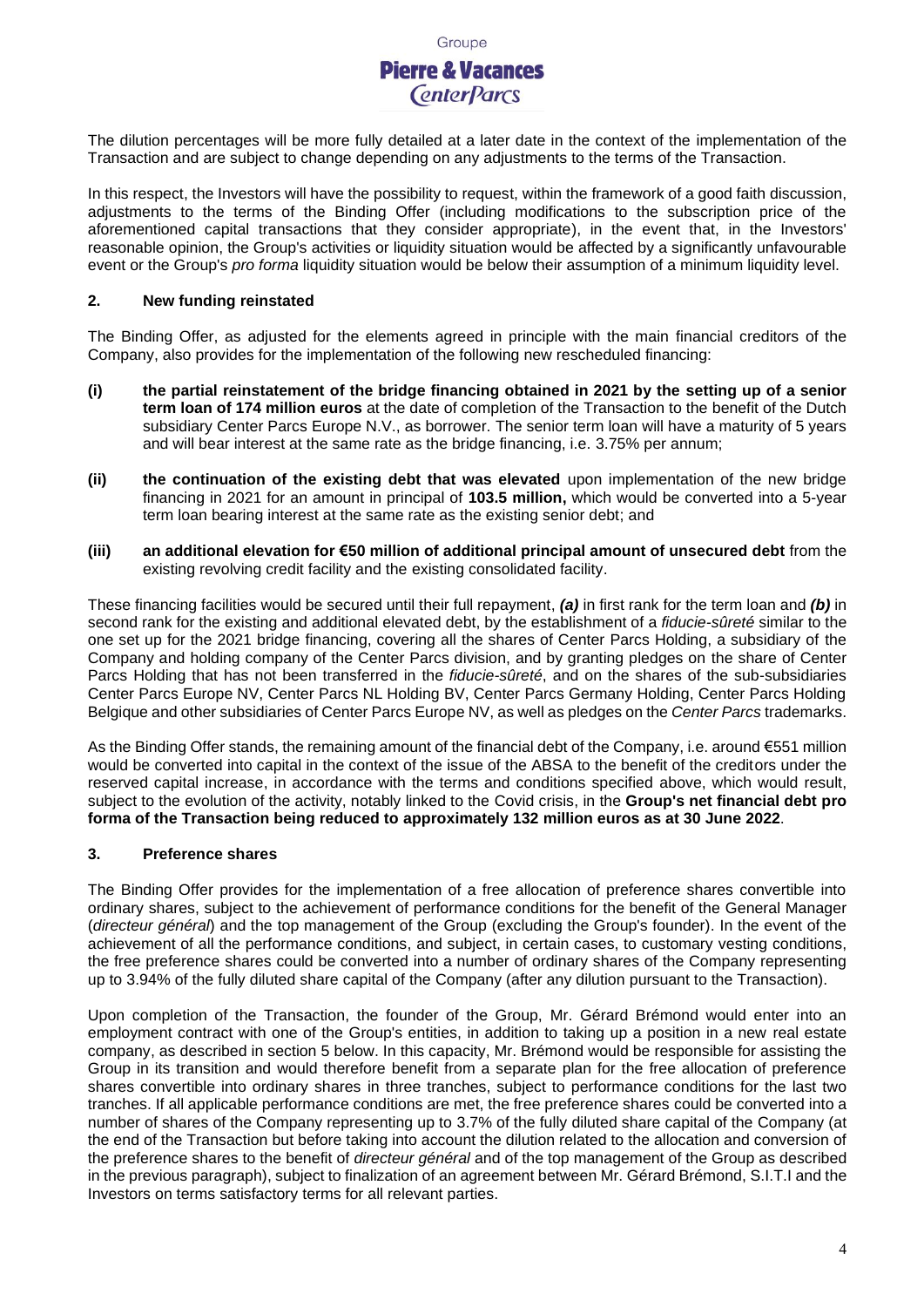The dilution percentages will be more fully detailed at a later date in the context of the implementation of the Transaction and are subject to change depending on any adjustments to the terms of the Transaction.

In this respect, the Investors will have the possibility to request, within the framework of a good faith discussion, adjustments to the terms of the Binding Offer (including modifications to the subscription price of the aforementioned capital transactions that they consider appropriate), in the event that, in the Investors' reasonable opinion, the Group's activities or liquidity situation would be affected by a significantly unfavourable event or the Group's *pro forma* liquidity situation would be below their assumption of a minimum liquidity level.

## 2. New funding reinstated

The Binding Offer, as adjusted for the elements agreed in principle with the main financial creditors of the Company, also provides for the implementation of the following new rescheduled financing:

**(i)** **the partial reinstatement of the bridge financing obtained in 2021 by the setting up of a senior term loan of 174 million euros** at the date of completion of the Transaction to the benefit of the Dutch subsidiary Center Parcs Europe N.V., as borrower. The senior term loan will have a maturity of 5 years and will bear interest at the same rate as the bridge financing, i.e. 3.75% per annum;

**(ii)** **the continuation of the existing debt that was elevated** upon implementation of the new bridge financing in 2021 for an amount in principal of **103.5 million,** which would be converted into a 5-year term loan bearing interest at the same rate as the existing senior debt; and

**(iii)** **an additional elevation for €50 million of additional principal amount of unsecured debt** from the existing revolving credit facility and the existing consolidated facility.

These financing facilities would be secured until their full repayment, ***(a)*** in first rank for the term loan and ***(b)*** in second rank for the existing and additional elevated debt, by the establishment of a *fiducie-sûreté* similar to the one set up for the 2021 bridge financing, covering all the shares of Center Parcs Holding, a subsidiary of the Company and holding company of the Center Parcs division, and by granting pledges on the share of Center Parcs Holding that has not been transferred in the *fiducie-sûreté*, and on the shares of the sub-subsidiaries Center Parcs Europe NV, Center Parcs NL Holding BV, Center Parcs Germany Holding, Center Parcs Holding Belgique and other subsidiaries of Center Parcs Europe NV, as well as pledges on the *Center Parcs* trademarks.

As the Binding Offer stands, the remaining amount of the financial debt of the Company, i.e. around €551 million would be converted into capital in the context of the issue of the ABSA to the benefit of the creditors under the reserved capital increase, in accordance with the terms and conditions specified above, which would result, subject to the evolution of the activity, notably linked to the Covid crisis, in the **Group's net financial debt pro forma of the Transaction being reduced to approximately 132 million euros as at 30 June 2022**.

## 3. Preference shares

The Binding Offer provides for the implementation of a free allocation of preference shares convertible into ordinary shares, subject to the achievement of performance conditions for the benefit of the General Manager (*directeur général*) and the top management of the Group (excluding the Group's founder). In the event of the achievement of all the performance conditions, and subject, in certain cases, to customary vesting conditions, the free preference shares could be converted into a number of ordinary shares of the Company representing up to 3.94% of the fully diluted share capital of the Company (after any dilution pursuant to the Transaction).

Upon completion of the Transaction, the founder of the Group, Mr. Gérard Brémond would enter into an employment contract with one of the Group's entities, in addition to taking up a position in a new real estate company, as described in section 5 below. In this capacity, Mr. Brémond would be responsible for assisting the Group in its transition and would therefore benefit from a separate plan for the free allocation of preference shares convertible into ordinary shares in three tranches, subject to performance conditions for the last two tranches. If all applicable performance conditions are met, the free preference shares could be converted into a number of shares of the Company representing up to 3.7% of the fully diluted share capital of the Company (at the end of the Transaction but before taking into account the dilution related to the allocation and conversion of the preference shares to the benefit of *directeur général* and of the top management of the Group as described in the previous paragraph), subject to finalization of an agreement between Mr. Gérard Brémond, S.I.T.I and the Investors on terms satisfactory terms for all relevant parties.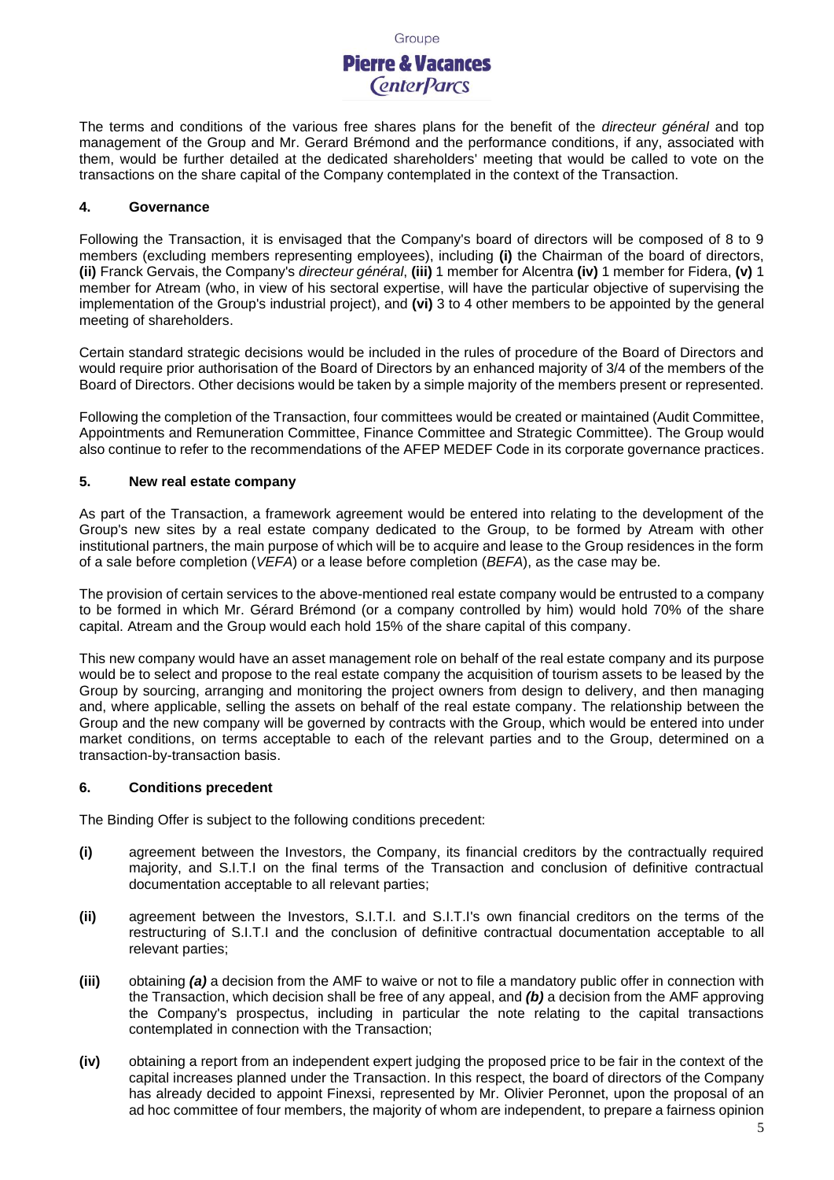The terms and conditions of the various free shares plans for the benefit of the *directeur général* and top management of the Group and Mr. Gerard Brémond and the performance conditions, if any, associated with them, would be further detailed at the dedicated shareholders' meeting that would be called to vote on the transactions on the share capital of the Company contemplated in the context of the Transaction.

### 4. Governance

Following the Transaction, it is envisaged that the Company's board of directors will be composed of 8 to 9 members (excluding members representing employees), including **(i)** the Chairman of the board of directors, **(ii)** Franck Gervais, the Company's *directeur général*, **(iii)** 1 member for Alcentra **(iv)** 1 member for Fidera, **(v)** 1 member for Atream (who, in view of his sectoral expertise, will have the particular objective of supervising the implementation of the Group's industrial project), and **(vi)** 3 to 4 other members to be appointed by the general meeting of shareholders.

Certain standard strategic decisions would be included in the rules of procedure of the Board of Directors and would require prior authorisation of the Board of Directors by an enhanced majority of 3/4 of the members of the Board of Directors. Other decisions would be taken by a simple majority of the members present or represented.

Following the completion of the Transaction, four committees would be created or maintained (Audit Committee, Appointments and Remuneration Committee, Finance Committee and Strategic Committee). The Group would also continue to refer to the recommendations of the AFEP MEDEF Code in its corporate governance practices.

### 5. New real estate company

As part of the Transaction, a framework agreement would be entered into relating to the development of the Group's new sites by a real estate company dedicated to the Group, to be formed by Atream with other institutional partners, the main purpose of which will be to acquire and lease to the Group residences in the form of a sale before completion (*VEFA*) or a lease before completion (*BEFA*), as the case may be.

The provision of certain services to the above-mentioned real estate company would be entrusted to a company to be formed in which Mr. Gérard Brémond (or a company controlled by him) would hold 70% of the share capital. Atream and the Group would each hold 15% of the share capital of this company.

This new company would have an asset management role on behalf of the real estate company and its purpose would be to select and propose to the real estate company the acquisition of tourism assets to be leased by the Group by sourcing, arranging and monitoring the project owners from design to delivery, and then managing and, where applicable, selling the assets on behalf of the real estate company. The relationship between the Group and the new company will be governed by contracts with the Group, which would be entered into under market conditions, on terms acceptable to each of the relevant parties and to the Group, determined on a transaction-by-transaction basis.

### 6. Conditions precedent

The Binding Offer is subject to the following conditions precedent:

**(i)** agreement between the Investors, the Company, its financial creditors by the contractually required majority, and S.I.T.I on the final terms of the Transaction and conclusion of definitive contractual documentation acceptable to all relevant parties;

**(ii)** agreement between the Investors, S.I.T.I. and S.I.T.I's own financial creditors on the terms of the restructuring of S.I.T.I and the conclusion of definitive contractual documentation acceptable to all relevant parties;

**(iii)** obtaining ***(a)*** a decision from the AMF to waive or not to file a mandatory public offer in connection with the Transaction, which decision shall be free of any appeal, and ***(b)*** a decision from the AMF approving the Company's prospectus, including in particular the note relating to the capital transactions contemplated in connection with the Transaction;

**(iv)** obtaining a report from an independent expert judging the proposed price to be fair in the context of the capital increases planned under the Transaction. In this respect, the board of directors of the Company has already decided to appoint Finexsi, represented by Mr. Olivier Peronnet, upon the proposal of an ad hoc committee of four members, the majority of whom are independent, to prepare a fairness opinion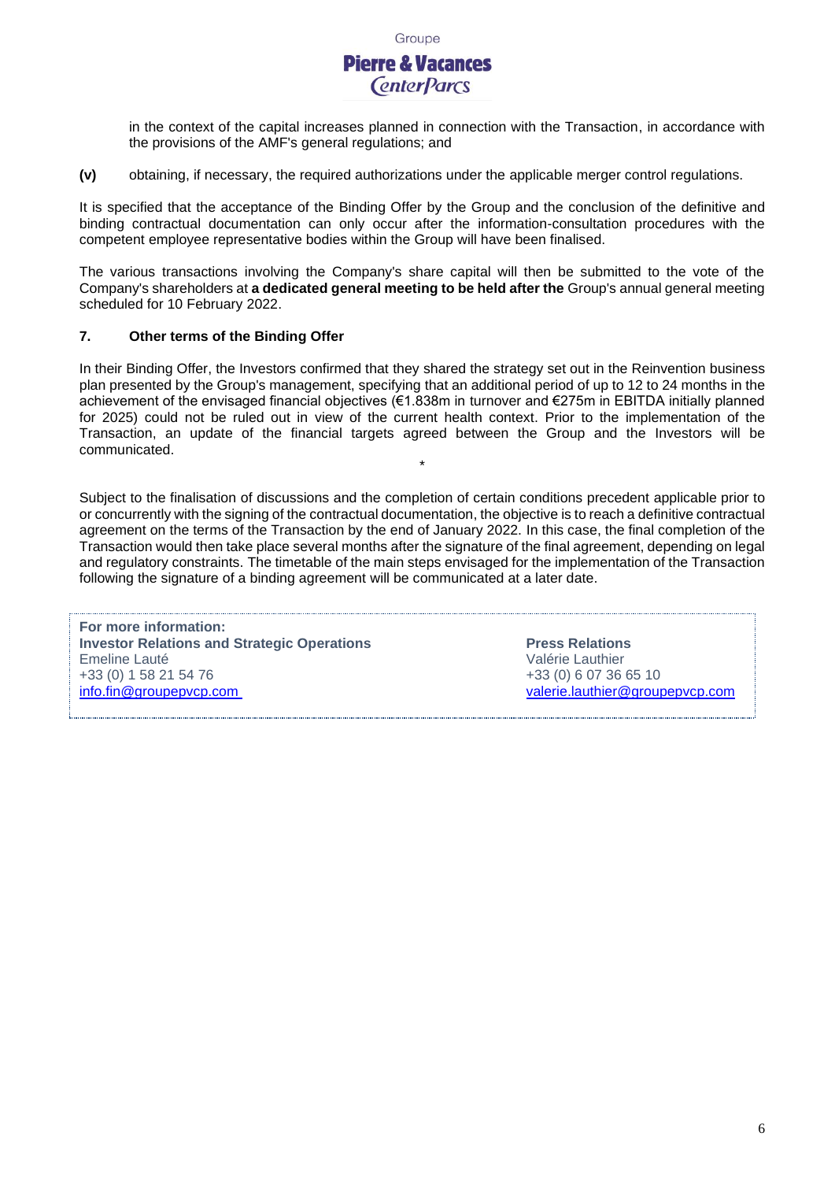in the context of the capital increases planned in connection with the Transaction, in accordance with the provisions of the AMF's general regulations; and

**(v)** obtaining, if necessary, the required authorizations under the applicable merger control regulations.

It is specified that the acceptance of the Binding Offer by the Group and the conclusion of the definitive and binding contractual documentation can only occur after the information-consultation procedures with the competent employee representative bodies within the Group will have been finalised.

The various transactions involving the Company's share capital will then be submitted to the vote of the Company's shareholders at **a dedicated general meeting to be held after the** Group's annual general meeting scheduled for 10 February 2022.

## 7. Other terms of the Binding Offer

In their Binding Offer, the Investors confirmed that they shared the strategy set out in the Reinvention business plan presented by the Group's management, specifying that an additional period of up to 12 to 24 months in the achievement of the envisaged financial objectives (€1.838m in turnover and €275m in EBITDA initially planned for 2025) could not be ruled out in view of the current health context. Prior to the implementation of the Transaction, an update of the financial targets agreed between the Group and the Investors will be communicated.

*

Subject to the finalisation of discussions and the completion of certain conditions precedent applicable prior to or concurrently with the signing of the contractual documentation, the objective is to reach a definitive contractual agreement on the terms of the Transaction by the end of January 2022. In this case, the final completion of the Transaction would then take place several months after the signature of the final agreement, depending on legal and regulatory constraints. The timetable of the main steps envisaged for the implementation of the Transaction following the signature of a binding agreement will be communicated at a later date.

**For more information:**

**Investor Relations and Strategic Operations**
Emeline Lauté
+33 (0) 1 58 21 54 76
info.fin@groupepvcp.com

**Press Relations**
Valérie Lauthier
+33 (0) 6 07 36 65 10
valerie.lauthier@groupepvcp.com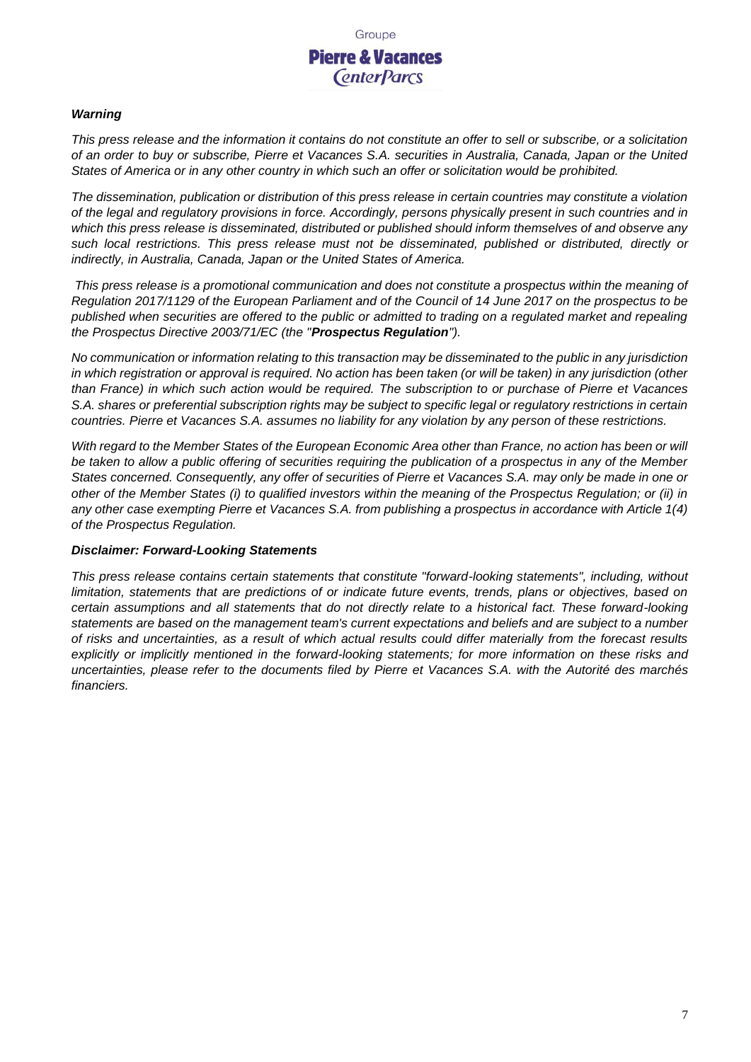***Warning***

*This press release and the information it contains do not constitute an offer to sell or subscribe, or a solicitation of an order to buy or subscribe, Pierre et Vacances S.A. securities in Australia, Canada, Japan or the United States of America or in any other country in which such an offer or solicitation would be prohibited.*

*The dissemination, publication or distribution of this press release in certain countries may constitute a violation of the legal and regulatory provisions in force. Accordingly, persons physically present in such countries and in which this press release is disseminated, distributed or published should inform themselves of and observe any such local restrictions. This press release must not be disseminated, published or distributed, directly or indirectly, in Australia, Canada, Japan or the United States of America.*

*This press release is a promotional communication and does not constitute a prospectus within the meaning of Regulation 2017/1129 of the European Parliament and of the Council of 14 June 2017 on the prospectus to be published when securities are offered to the public or admitted to trading on a regulated market and repealing the Prospectus Directive 2003/71/EC (the "**Prospectus Regulation**").*

*No communication or information relating to this transaction may be disseminated to the public in any jurisdiction in which registration or approval is required. No action has been taken (or will be taken) in any jurisdiction (other than France) in which such action would be required. The subscription to or purchase of Pierre et Vacances S.A. shares or preferential subscription rights may be subject to specific legal or regulatory restrictions in certain countries. Pierre et Vacances S.A. assumes no liability for any violation by any person of these restrictions.*

*With regard to the Member States of the European Economic Area other than France, no action has been or will be taken to allow a public offering of securities requiring the publication of a prospectus in any of the Member States concerned. Consequently, any offer of securities of Pierre et Vacances S.A. may only be made in one or other of the Member States (i) to qualified investors within the meaning of the Prospectus Regulation; or (ii) in any other case exempting Pierre et Vacances S.A. from publishing a prospectus in accordance with Article 1(4) of the Prospectus Regulation.*

***Disclaimer: Forward-Looking Statements***

*This press release contains certain statements that constitute "forward-looking statements", including, without limitation, statements that are predictions of or indicate future events, trends, plans or objectives, based on certain assumptions and all statements that do not directly relate to a historical fact. These forward-looking statements are based on the management team's current expectations and beliefs and are subject to a number of risks and uncertainties, as a result of which actual results could differ materially from the forecast results explicitly or implicitly mentioned in the forward-looking statements; for more information on these risks and uncertainties, please refer to the documents filed by Pierre et Vacances S.A. with the Autorité des marchés financiers.*